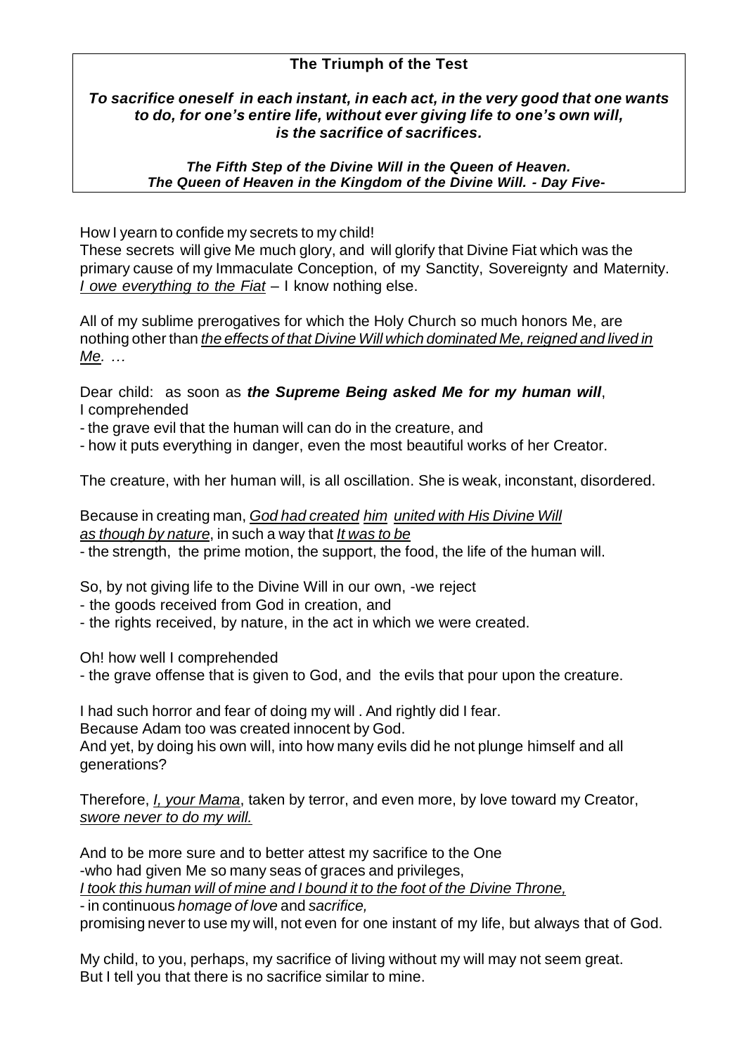**The Triumph of the Test**

***To sacrifice oneself in each instant, in each act, in the very good that one wants to do, for one's entire life, without ever giving life to one's own will, is the sacrifice of sacrifices.***

***The Fifth Step of the Divine Will in the Queen of Heaven.***
***The Queen of Heaven in the Kingdom of the Divine Will. - Day Five-***

How I yearn to confide my secrets to my child!
These secrets will give Me much glory, and will glorify that Divine Fiat which was the primary cause of my Immaculate Conception, of my Sanctity, Sovereignty and Maternity.
*I owe everything to the Fiat* – I know nothing else.

All of my sublime prerogatives for which the Holy Church so much honors Me, are nothing other than *the effects of that Divine Will which dominated Me, reigned and lived in Me.* …

Dear child: as soon as ***the Supreme Being asked Me for my human will***,
I comprehended
- the grave evil that the human will can do in the creature, and
- how it puts everything in danger, even the most beautiful works of her Creator.

The creature, with her human will, is all oscillation. She is weak, inconstant, disordered.

Because in creating man, *God had created him united with His Divine Will as though by nature*, in such a way that *It was to be*
- the strength, the prime motion, the support, the food, the life of the human will.

So, by not giving life to the Divine Will in our own, -we reject
- the goods received from God in creation, and
- the rights received, by nature, in the act in which we were created.

Oh! how well I comprehended
- the grave offense that is given to God, and the evils that pour upon the creature.

I had such horror and fear of doing my will . And rightly did I fear.
Because Adam too was created innocent by God.
And yet, by doing his own will, into how many evils did he not plunge himself and all generations?

Therefore, *I, your Mama*, taken by terror, and even more, by love toward my Creator, *swore never to do my will.*

And to be more sure and to better attest my sacrifice to the One
-who had given Me so many seas of graces and privileges,
*I took this human will of mine and I bound it to the foot of the Divine Throne,*
- in continuous *homage of love* and *sacrifice,*
promising never to use my will, not even for one instant of my life, but always that of God.

My child, to you, perhaps, my sacrifice of living without my will may not seem great.
But I tell you that there is no sacrifice similar to mine.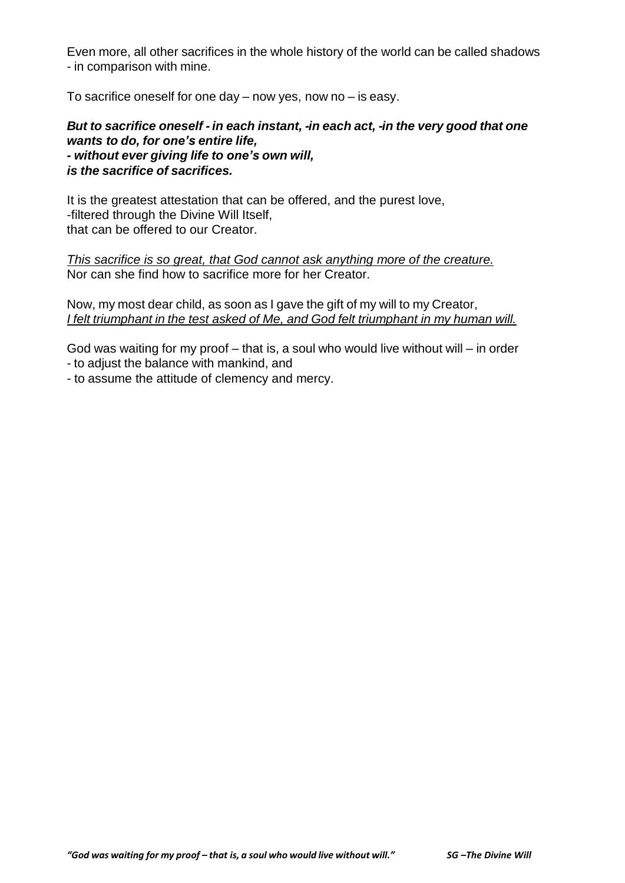Even more, all other sacrifices in the whole history of the world can be called shadows - in comparison with mine.

To sacrifice oneself for one day – now yes, now no – is easy.

***But to sacrifice oneself - in each instant, -in each act, -in the very good that one wants to do, for one's entire life,***
***- without ever giving life to one's own will,***
***is the sacrifice of sacrifices.***

It is the greatest attestation that can be offered, and the purest love,
-filtered through the Divine Will Itself,
that can be offered to our Creator.

*This sacrifice is so great, that God cannot ask anything more of the creature.*
Nor can she find how to sacrifice more for her Creator.

Now, my most dear child, as soon as I gave the gift of my will to my Creator,
*I felt triumphant in the test asked of Me, and God felt triumphant in my human will.*

God was waiting for my proof – that is, a soul who would live without will – in order
- to adjust the balance with mankind, and
- to assume the attitude of clemency and mercy.